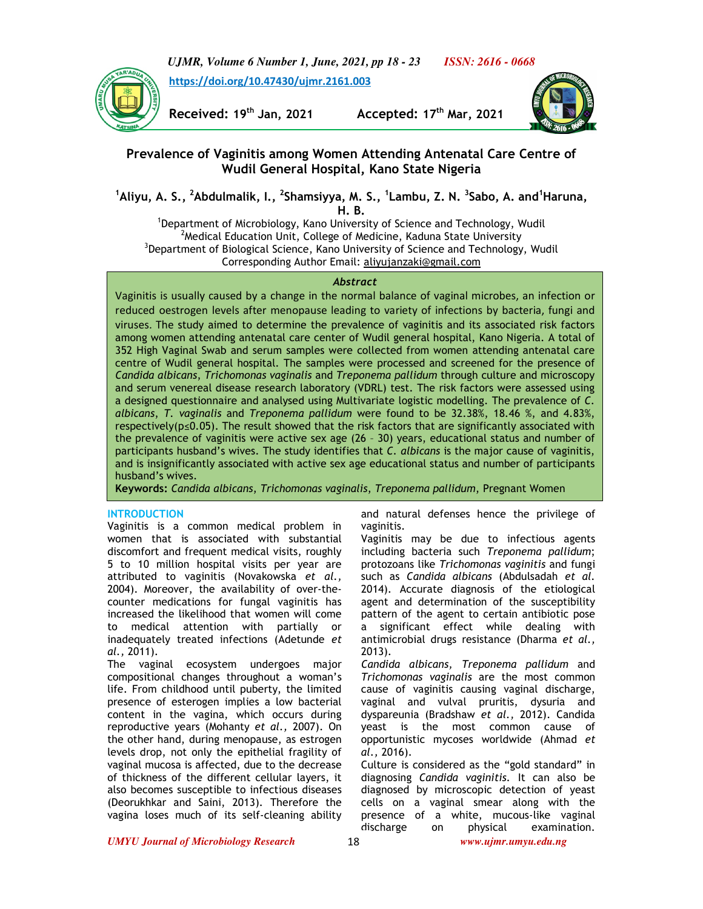https://doi.org/10.47430/ujmr.2161.003

**Received:** 19th Jan, 2021 **Accepted:** 17th Mar, 2021

# Prevalence of Vaginitis among Women Attending Antenatal Care Centre of Wudil General Hospital, Kano State Nigeria

[1]Aliyu, A. S., [2]Abdulmalik, I., [2]Shamsiyya, M. S., [1]Lambu, Z. N. [3]Sabo, A. and [1]Haruna, H. B.

[1]Department of Microbiology, Kano University of Science and Technology, Wudil
[2]Medical Education Unit, College of Medicine, Kaduna State University
[3]Department of Biological Science, Kano University of Science and Technology, Wudil
Corresponding Author Email: aliyujanzaki@gmail.com

## *Abstract*

Vaginitis is usually caused by a change in the normal balance of vaginal microbes, an infection or reduced oestrogen levels after menopause leading to variety of infections by bacteria, fungi and viruses. The study aimed to determine the prevalence of vaginitis and its associated risk factors among women attending antenatal care center of Wudil general hospital, Kano Nigeria. A total of 352 High Vaginal Swab and serum samples were collected from women attending antenatal care centre of Wudil general hospital. The samples were processed and screened for the presence of *Candida albicans*, *Trichomonas vaginalis* and *Treponema pallidum* through culture and microscopy and serum venereal disease research laboratory (VDRL) test. The risk factors were assessed using a designed questionnaire and analysed using Multivariate logistic modelling. The prevalence of *C. albicans*, *T. vaginalis* and *Treponema pallidum* were found to be 32.38%, 18.46 %, and 4.83%, respectively($p \leq 0.05$). The result showed that the risk factors that are significantly associated with the prevalence of vaginitis were active sex age (26 – 30) years, educational status and number of participants husband's wives. The study identifies that *C. albicans* is the major cause of vaginitis, and is insignificantly associated with active sex age educational status and number of participants husband's wives.

**Keywords:** *Candida albicans*, *Trichomonas vaginalis*, *Treponema pallidum*, Pregnant Women

## INTRODUCTION

Vaginitis is a common medical problem in women that is associated with substantial discomfort and frequent medical visits, roughly 5 to 10 million hospital visits per year are attributed to vaginitis (Novakowska *et al.,* 2004). Moreover, the availability of over-the-counter medications for fungal vaginitis has increased the likelihood that women will come to medical attention with partially or inadequately treated infections (Adetunde *et al.,* 2011).

The vaginal ecosystem undergoes major compositional changes throughout a woman's life. From childhood until puberty, the limited presence of esterogen implies a low bacterial content in the vagina, which occurs during reproductive years (Mohanty *et al.,* 2007). On the other hand, during menopause, as estrogen levels drop, not only the epithelial fragility of vaginal mucosa is affected, due to the decrease of thickness of the different cellular layers, it also becomes susceptible to infectious diseases (Deorukhkar and Saini, 2013). Therefore the vagina loses much of its self-cleaning ability and natural defenses hence the privilege of vaginitis.

Vaginitis may be due to infectious agents including bacteria such *Treponema pallidum*; protozoans like *Trichomonas vaginitis* and fungi such as *Candida albicans* (Abdulsadah *et al.* 2014). Accurate diagnosis of the etiological agent and determination of the susceptibility pattern of the agent to certain antibiotic pose a significant effect while dealing with antimicrobial drugs resistance (Dharma *et al.,* 2013).

*Candida albicans, Treponema pallidum* and *Trichomonas vaginalis* are the most common cause of vaginitis causing vaginal discharge, vaginal and vulval pruritis, dysuria and dyspareunia (Bradshaw *et al.,* 2012). Candida yeast is the most common cause of opportunistic mycoses worldwide (Ahmad *et al.,* 2016).

Culture is considered as the "gold standard" in diagnosing *Candida vaginitis.* It can also be diagnosed by microscopic detection of yeast cells on a vaginal smear along with the presence of a white, mucous-like vaginal discharge on physical examination.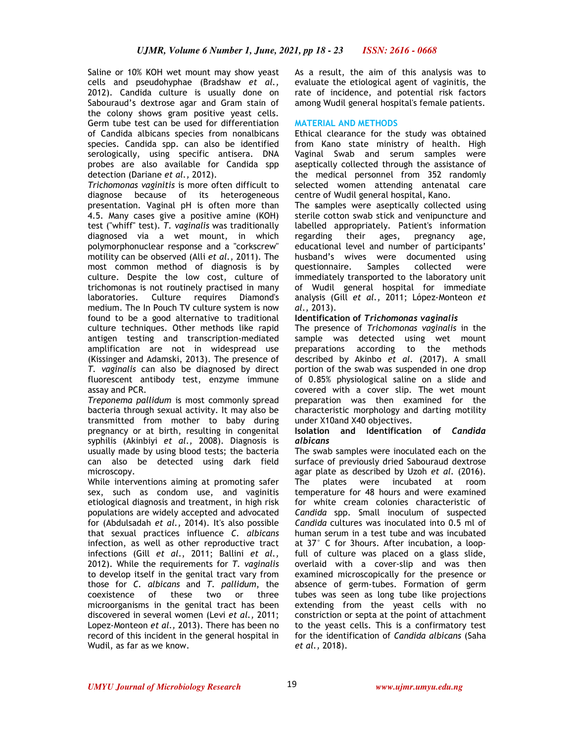Saline or 10% KOH wet mount may show yeast cells and pseudohyphae (Bradshaw *et al.,* 2012). Candida culture is usually done on Sabouraud's dextrose agar and Gram stain of the colony shows gram positive yeast cells. Germ tube test can be used for differentiation of Candida albicans species from nonalbicans species. Candida spp. can also be identified serologically, using specific antisera. DNA probes are also available for Candida spp detection (Dariane *et al.,* 2012).

*Trichomonas vaginitis* is more often difficult to diagnose because of its heterogeneous presentation. Vaginal pH is often more than 4.5. Many cases give a positive amine (KOH) test ("whiff" test). *T. vaginalis* was traditionally diagnosed via a wet mount, in which polymorphonuclear response and a "corkscrew" motility can be observed (Alli *et al.,* 2011). The most common method of diagnosis is by culture. Despite the low cost, culture of trichomonas is not routinely practised in many laboratories. Culture requires Diamond's medium. The In Pouch TV culture system is now found to be a good alternative to traditional culture techniques. Other methods like rapid antigen testing and transcription-mediated amplification are not in widespread use (Kissinger and Adamski, 2013). The presence of *T. vaginalis* can also be diagnosed by direct fluorescent antibody test, enzyme immune assay and PCR.

*Treponema pallidum* is most commonly spread bacteria through sexual activity. It may also be transmitted from mother to baby during pregnancy or at birth, resulting in congenital syphilis (Akinbiyi *et al.,* 2008). Diagnosis is usually made by using blood tests; the bacteria can also be detected using dark field microscopy.

While interventions aiming at promoting safer sex, such as condom use, and vaginitis etiological diagnosis and treatment, in high risk populations are widely accepted and advocated for (Abdulsadah *et al.,* 2014). It's also possible that sexual practices influence *C. albicans* infection, as well as other reproductive tract infections (Gill *et al.*, 2011; Ballini *et al.,* 2012). While the requirements for *T. vaginalis* to develop itself in the genital tract vary from those for *C. albicans* and *T. pallidum*, the coexistence of these two or three microorganisms in the genital tract has been discovered in several women (Levi *et al.,* 2011; Lopez-Monteon *et al.,* 2013). There has been no record of this incident in the general hospital in Wudil, as far as we know.

As a result, the aim of this analysis was to evaluate the etiological agent of vaginitis, the rate of incidence, and potential risk factors among Wudil general hospital's female patients.

## MATERIAL AND METHODS

Ethical clearance for the study was obtained from Kano state ministry of health. High Vaginal Swab and serum samples were aseptically collected through the assistance of the medical personnel from 352 randomly selected women attending antenatal care centre of Wudil general hospital, Kano.

The samples were aseptically collected using sterile cotton swab stick and venipuncture and labelled appropriately. Patient's information regarding their ages, pregnancy age, educational level and number of participants' husband's wives were documented using questionnaire. Samples collected were immediately transported to the laboratory unit of Wudil general hospital for immediate analysis (Gill *et al.,* 2011; López-Monteon *et al.,* 2013).

### Identification of *Trichomonas vaginalis*

The presence of *Trichomonas vaginalis* in the sample was detected using wet mount preparations according to the methods described by Akinbo *et al*. (2017). A small portion of the swab was suspended in one drop of 0.85% physiological saline on a slide and covered with a cover slip. The wet mount preparation was then examined for the characteristic morphology and darting motility under X10and X40 objectives.

### Isolation and Identification of *Candida albicans*

The swab samples were inoculated each on the surface of previously dried Sabouraud dextrose agar plate as described by Uzoh *et al*. (2016). The plates were incubated at room temperature for 48 hours and were examined for white cream colonies characteristic of *Candida* spp. Small inoculum of suspected *Candida* cultures was inoculated into 0.5 ml of human serum in a test tube and was incubated at 37° C for 3hours. After incubation, a loop-full of culture was placed on a glass slide, overlaid with a cover-slip and was then examined microscopically for the presence or absence of germ-tubes. Formation of germ tubes was seen as long tube like projections extending from the yeast cells with no constriction or septa at the point of attachment to the yeast cells. This is a confirmatory test for the identification of *Candida albicans* (Saha *et al.,* 2018).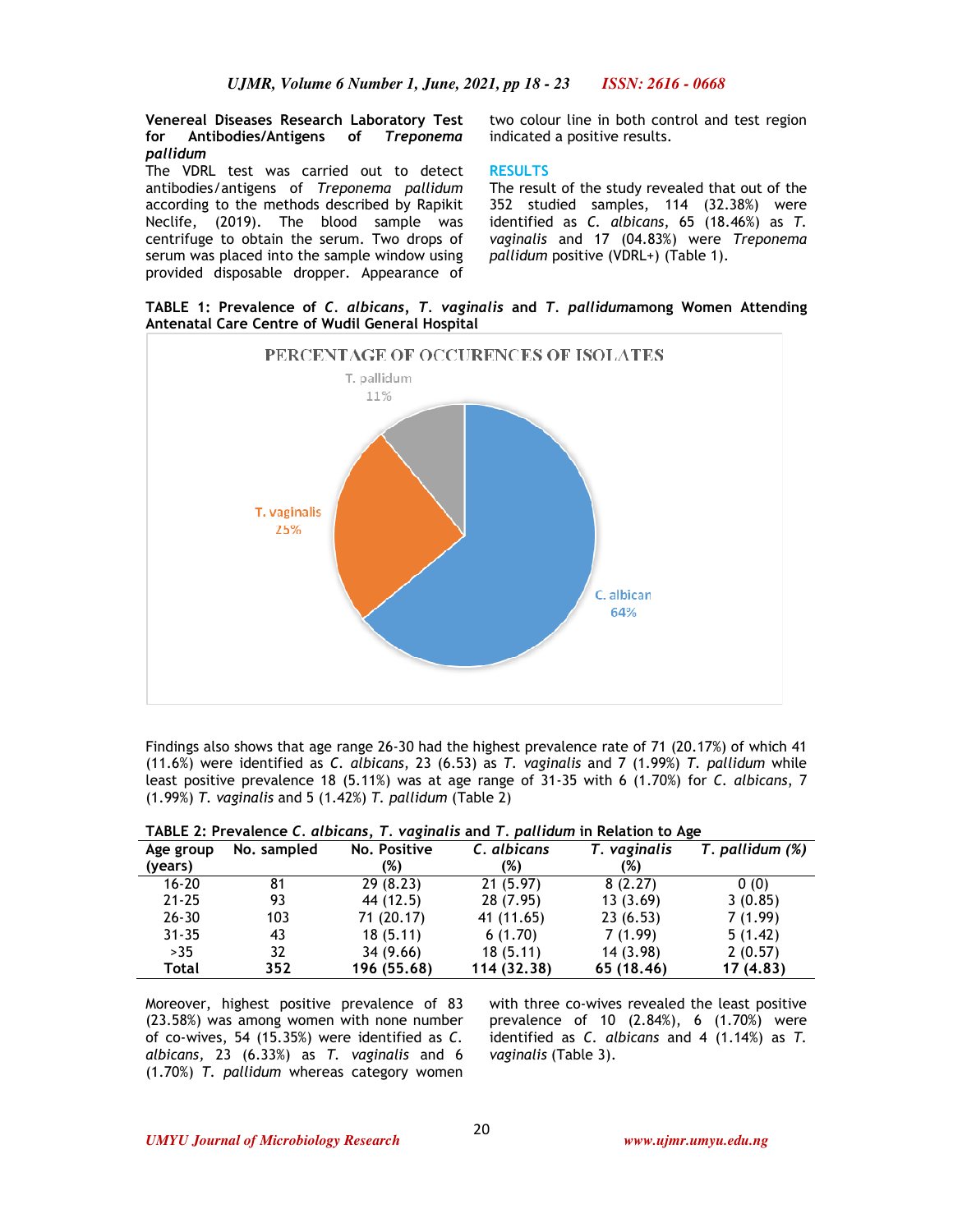**Venereal Diseases Research Laboratory Test for Antibodies/Antigens of *Treponema pallidum***

The VDRL test was carried out to detect antibodies/antigens of *Treponema pallidum* according to the methods described by Rapikit Neclife, (2019). The blood sample was centrifuge to obtain the serum. Two drops of serum was placed into the sample window using provided disposable dropper. Appearance of two colour line in both control and test region indicated a positive results.

## RESULTS

The result of the study revealed that out of the 352 studied samples, 114 (32.38%) were identified as *C. albicans*, 65 (18.46%) as *T. vaginalis* and 17 (04.83%) were *Treponema pallidum* positive (VDRL+) (Table 1).

**TABLE 1: Prevalence of *C. albicans*, *T. vaginalis* and *T. pallidum*among Women Attending Antenatal Care Centre of Wudil General Hospital**

PERCENTAGE OF OCCURENCES OF ISOLATES

| Isolate | Percentage |
|---|---|
| C. albican | 64% |
| T. vaginalis | 25% |
| T. pallidum | 11% |

Findings also shows that age range 26-30 had the highest prevalence rate of 71 (20.17%) of which 41 (11.6%) were identified as *C. albicans*, 23 (6.53) as *T. vaginalis* and 7 (1.99%) *T. pallidum* while least positive prevalence 18 (5.11%) was at age range of 31-35 with 6 (1.70%) for *C. albicans*, 7 (1.99%) *T. vaginalis* and 5 (1.42%) *T. pallidum* (Table 2)

**TABLE 2: Prevalence *C. albicans*, *T. vaginalis* and *T. pallidum* in Relation to Age**

| Age group (years) | No. sampled | No. Positive (%) | *C. albicans* (%) | *T. vaginalis* (%) | *T. pallidum* (%) |
|---|---|---|---|---|---|
| 16-20 | 81 | 29 (8.23) | 21 (5.97) | 8 (2.27) | 0 (0) |
| 21-25 | 93 | 44 (12.5) | 28 (7.95) | 13 (3.69) | 3 (0.85) |
| 26-30 | 103 | 71 (20.17) | 41 (11.65) | 23 (6.53) | 7 (1.99) |
| 31-35 | 43 | 18 (5.11) | 6 (1.70) | 7 (1.99) | 5 (1.42) |
| >35 | 32 | 34 (9.66) | 18 (5.11) | 14 (3.98) | 2 (0.57) |
| **Total** | **352** | **196 (55.68)** | **114 (32.38)** | **65 (18.46)** | **17 (4.83)** |

Moreover, highest positive prevalence of 83 (23.58%) was among women with none number of co-wives, 54 (15.35%) were identified as *C. albicans*, 23 (6.33%) as *T. vaginalis* and 6 (1.70%) *T. pallidum* whereas category women with three co-wives revealed the least positive prevalence of 10 (2.84%), 6 (1.70%) were identified as *C. albicans* and 4 (1.14%) as *T. vaginalis* (Table 3).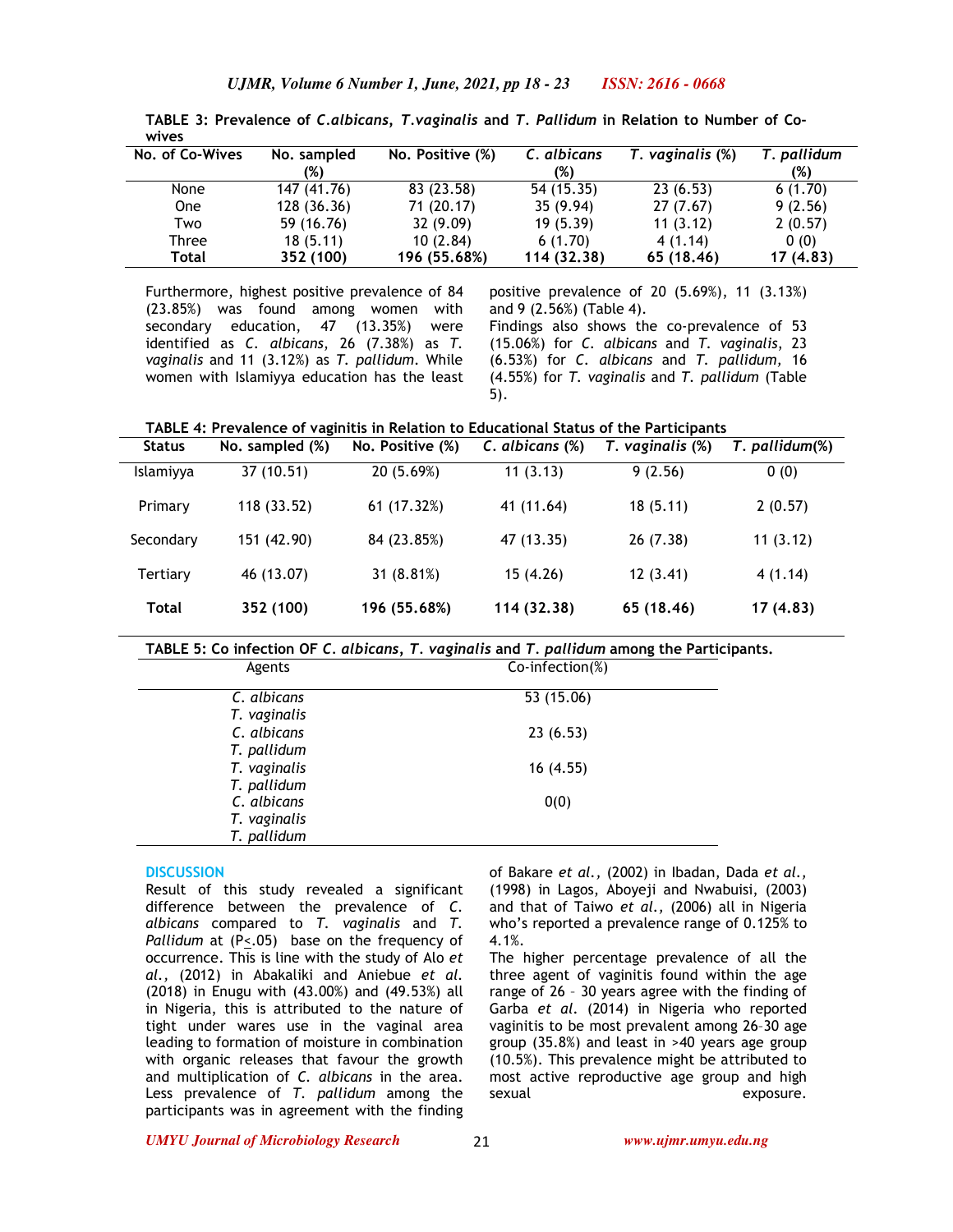**TABLE 3: Prevalence of *C.albicans*, *T.vaginalis* and *T. Pallidum* in Relation to Number of Co-wives**

| No. of Co-Wives | No. sampled (%) | No. Positive (%) | *C. albicans* (%) | *T. vaginalis* (%) | *T. pallidum* (%) |
|---|---|---|---|---|---|
| None | 147 (41.76) | 83 (23.58) | 54 (15.35) | 23 (6.53) | 6 (1.70) |
| One | 128 (36.36) | 71 (20.17) | 35 (9.94) | 27 (7.67) | 9 (2.56) |
| Two | 59 (16.76) | 32 (9.09) | 19 (5.39) | 11 (3.12) | 2 (0.57) |
| Three | 18 (5.11) | 10 (2.84) | 6 (1.70) | 4 (1.14) | 0 (0) |
| **Total** | **352 (100)** | **196 (55.68%)** | **114 (32.38)** | **65 (18.46)** | **17 (4.83)** |

Furthermore, highest positive prevalence of 84 (23.85%) was found among women with secondary education, 47 (13.35%) were identified as *C. albicans*, 26 (7.38%) as *T. vaginalis* and 11 (3.12%) as *T. pallidum*. While women with Islamiyya education has the least positive prevalence of 20 (5.69%), 11 (3.13%) and 9 (2.56%) (Table 4).

Findings also shows the co-prevalence of 53 (15.06%) for *C. albicans* and *T. vaginalis*, 23 (6.53%) for *C. albicans* and *T. pallidum*, 16 (4.55%) for *T. vaginalis* and *T. pallidum* (Table 5).

**TABLE 4: Prevalence of vaginitis in Relation to Educational Status of the Participants**

| Status | No. sampled (%) | No. Positive (%) | *C. albicans* (%) | *T. vaginalis* (%) | *T. pallidum*(%) |
|---|---|---|---|---|---|
| Islamiyya | 37 (10.51) | 20 (5.69%) | 11 (3.13) | 9 (2.56) | 0 (0) |
| Primary | 118 (33.52) | 61 (17.32%) | 41 (11.64) | 18 (5.11) | 2 (0.57) |
| Secondary | 151 (42.90) | 84 (23.85%) | 47 (13.35) | 26 (7.38) | 11 (3.12) |
| Tertiary | 46 (13.07) | 31 (8.81%) | 15 (4.26) | 12 (3.41) | 4 (1.14) |
| **Total** | **352 (100)** | **196 (55.68%)** | **114 (32.38)** | **65 (18.46)** | **17 (4.83)** |

**TABLE 5: Co infection OF *C. albicans*, *T. vaginalis* and *T. pallidum* among the Participants.**

| Agents | Co-infection(%) |
|---|---|
| *C. albicans* *T. vaginalis* | 53 (15.06) |
| *C. albicans* *T. pallidum* | 23 (6.53) |
| *T. vaginalis* *T. pallidum* | 16 (4.55) |
| *C. albicans* *T. vaginalis* *T. pallidum* | 0(0) |

## DISCUSSION

Result of this study revealed a significant difference between the prevalence of *C. albicans* compared to *T. vaginalis* and *T. Pallidum* at ($P \leq .05$) base on the frequency of occurrence. This is line with the study of Alo *et al.,* (2012) in Abakaliki and Aniebue *et al.* (2018) in Enugu with (43.00%) and (49.53%) all in Nigeria, this is attributed to the nature of tight under wares use in the vaginal area leading to formation of moisture in combination with organic releases that favour the growth and multiplication of *C. albicans* in the area. Less prevalence of *T. pallidum* among the participants was in agreement with the finding of Bakare *et al.,* (2002) in Ibadan, Dada *et al.,* (1998) in Lagos, Aboyeji and Nwabuisi, (2003) and that of Taiwo *et al.,* (2006) all in Nigeria who's reported a prevalence range of 0.125% to 4.1%.

The higher percentage prevalence of all the three agent of vaginitis found within the age range of 26 – 30 years agree with the finding of Garba *et al.* (2014) in Nigeria who reported vaginitis to be most prevalent among 26–30 age group (35.8%) and least in >40 years age group (10.5%). This prevalence might be attributed to most active reproductive age group and high sexual exposure.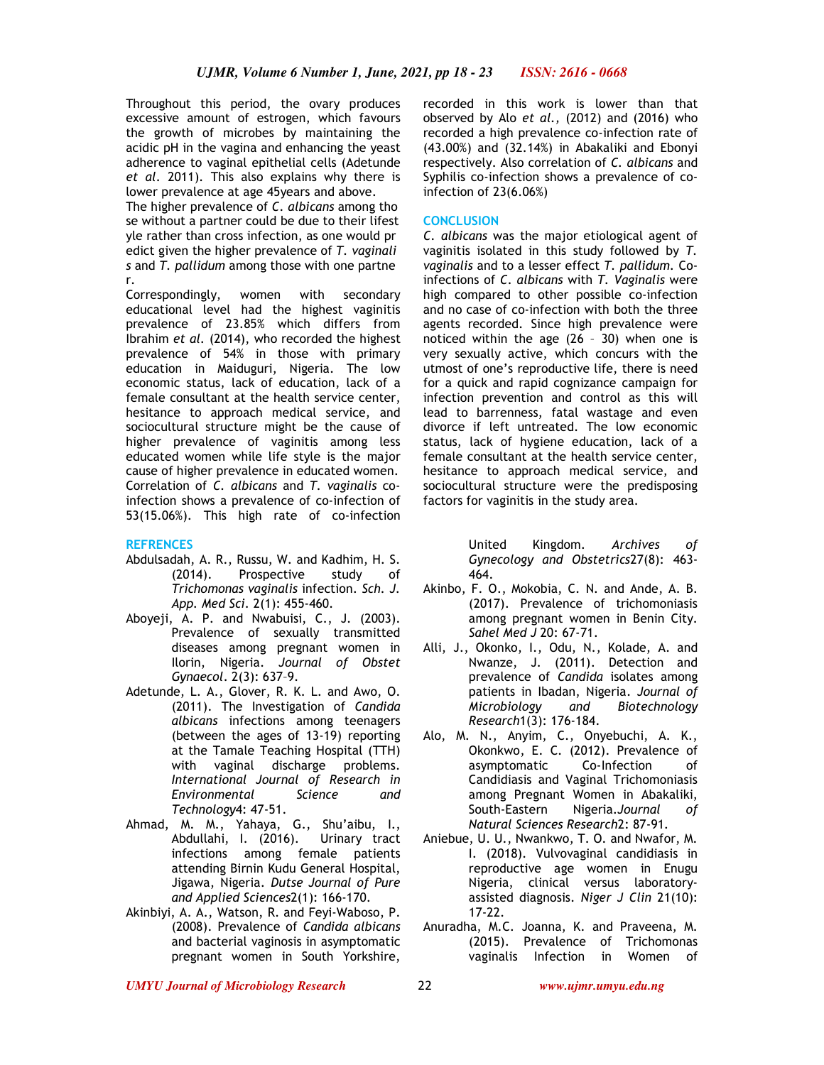Throughout this period, the ovary produces excessive amount of estrogen, which favours the growth of microbes by maintaining the acidic pH in the vagina and enhancing the yeast adherence to vaginal epithelial cells (Adetunde *et al*. 2011). This also explains why there is lower prevalence at age 45years and above.

The higher prevalence of *C. albicans* among those without a partner could be due to their lifestyle rather than cross infection, as one would predict given the higher prevalence of *T. vaginalis* and *T. pallidum* among those with one partner.

Correspondingly, women with secondary educational level had the highest vaginitis prevalence of 23.85% which differs from Ibrahim *et al*. (2014), who recorded the highest prevalence of 54% in those with primary education in Maiduguri, Nigeria. The low economic status, lack of education, lack of a female consultant at the health service center, hesitance to approach medical service, and sociocultural structure might be the cause of higher prevalence of vaginitis among less educated women while life style is the major cause of higher prevalence in educated women.

Correlation of *C. albicans* and *T. vaginalis* co-infection shows a prevalence of co-infection of 53(15.06%). This high rate of co-infection recorded in this work is lower than that observed by Alo *et al.,* (2012) and (2016) who recorded a high prevalence co-infection rate of (43.00%) and (32.14%) in Abakaliki and Ebonyi respectively. Also correlation of *C. albicans* and Syphilis co-infection shows a prevalence of co-infection of 23(6.06%)

## CONCLUSION

*C. albicans* was the major etiological agent of vaginitis isolated in this study followed by *T. vaginalis* and to a lesser effect *T. pallidum*. Co-infections of *C. albicans* with *T. Vaginalis* were high compared to other possible co-infection and no case of co-infection with both the three agents recorded. Since high prevalence were noticed within the age (26 – 30) when one is very sexually active, which concurs with the utmost of one's reproductive life, there is need for a quick and rapid cognizance campaign for infection prevention and control as this will lead to barrenness, fatal wastage and even divorce if left untreated. The low economic status, lack of hygiene education, lack of a female consultant at the health service center, hesitance to approach medical service, and sociocultural structure were the predisposing factors for vaginitis in the study area.

## REFRENCES

- Abdulsadah, A. R., Russu, W. and Kadhim, H. S. (2014). Prospective study of *Trichomonas vaginalis* infection. *Sch. J. App. Med Sci*. 2(1): 455-460.
- Aboyeji, A. P. and Nwabuisi, C., J. (2003). Prevalence of sexually transmitted diseases among pregnant women in Ilorin, Nigeria. *Journal of Obstet Gynaecol*. 2(3): 637–9.
- Adetunde, L. A., Glover, R. K. L. and Awo, O. (2011). The Investigation of *Candida albicans* infections among teenagers (between the ages of 13-19) reporting at the Tamale Teaching Hospital (TTH) with vaginal discharge problems. *International Journal of Research in Environmental Science and Technology*4: 47-51.
- Ahmad, M. M., Yahaya, G., Shu'aibu, I., Abdullahi, I. (2016). Urinary tract infections among female patients attending Birnin Kudu General Hospital, Jigawa, Nigeria. *Dutse Journal of Pure and Applied Sciences*2(1): 166-170.
- Akinbiyi, A. A., Watson, R. and Feyi-Waboso, P. (2008). Prevalence of *Candida albicans* and bacterial vaginosis in asymptomatic pregnant women in South Yorkshire, United Kingdom. *Archives of Gynecology and Obstetrics*27(8): 463-464.
- Akinbo, F. O., Mokobia, C. N. and Ande, A. B. (2017). Prevalence of trichomoniasis among pregnant women in Benin City. *Sahel Med J* 20: 67-71.
- Alli, J., Okonko, I., Odu, N., Kolade, A. and Nwanze, J. (2011). Detection and prevalence of *Candida* isolates among patients in Ibadan, Nigeria. *Journal of Microbiology and Biotechnology Research*1(3): 176-184.
- Alo, M. N., Anyim, C., Onyebuchi, A. K., Okonkwo, E. C. (2012). Prevalence of asymptomatic Co-Infection of Candidiasis and Vaginal Trichomoniasis among Pregnant Women in Abakaliki, South-Eastern Nigeria.*Journal of Natural Sciences Research*2: 87-91.
- Aniebue, U. U., Nwankwo, T. O. and Nwafor, M. I. (2018). Vulvovaginal candidiasis in reproductive age women in Enugu Nigeria, clinical versus laboratory-assisted diagnosis. *Niger J Clin* 21(10): 17-22.
- Anuradha, M.C. Joanna, K. and Praveena, M. (2015). Prevalence of Trichomonas vaginalis Infection in Women of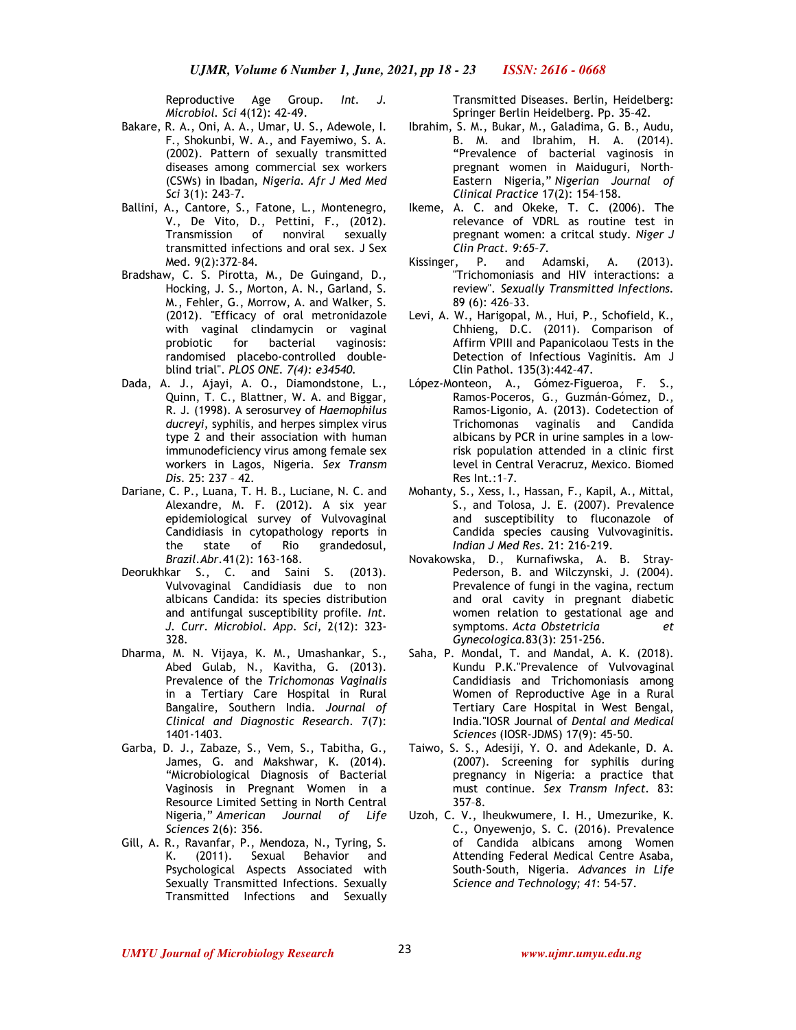Reproductive Age Group. *Int. J. Microbiol. Sci* 4(12): 42-49.

Bakare, R. A., Oni, A. A., Umar, U. S., Adewole, I. F., Shokunbi, W. A., and Fayemiwo, S. A. (2002). Pattern of sexually transmitted diseases among commercial sex workers (CSWs) in Ibadan, *Nigeria. Afr J Med Med Sci* 3(1): 243–7.

Ballini, A., Cantore, S., Fatone, L., Montenegro, V., De Vito, D., Pettini, F., (2012). Transmission of nonviral sexually transmitted infections and oral sex. J Sex Med. 9(2):372–84.

Bradshaw, C. S. Pirotta, M., De Guingand, D., Hocking, J. S., Morton, A. N., Garland, S. M., Fehler, G., Morrow, A. and Walker, S. (2012). "Efficacy of oral metronidazole with vaginal clindamycin or vaginal probiotic for bacterial vaginosis: randomised placebo-controlled double-blind trial". *PLOS ONE. 7(4): e34540.*

Dada, A. J., Ajayi, A. O., Diamondstone, L., Quinn, T. C., Blattner, W. A. and Biggar, R. J. (1998). A serosurvey of *Haemophilus ducreyi*, syphilis, and herpes simplex virus type 2 and their association with human immunodeficiency virus among female sex workers in Lagos, Nigeria. *Sex Transm Dis.* 25: 237 – 42.

Dariane, C. P., Luana, T. H. B., Luciane, N. C. and Alexandre, M. F. (2012). A six year epidemiological survey of Vulvovaginal Candidiasis in cytopathology reports in the state of Rio grandedosul, *Brazil.Abr*.41(2): 163-168.

Deorukhkar S., C. and Saini S. (2013). Vulvovaginal Candidiasis due to non albicans Candida: its species distribution and antifungal susceptibility profile. *Int. J. Curr. Microbiol. App. Sci*, 2(12): 323-328.

Dharma, M. N. Vijaya, K. M., Umashankar, S., Abed Gulab, N., Kavitha, G. (2013). Prevalence of the *Trichomonas Vaginalis* in a Tertiary Care Hospital in Rural Bangalire, Southern India. *Journal of Clinical and Diagnostic Research*. 7(7): 1401-1403.

Garba, D. J., Zabaze, S., Vem, S., Tabitha, G., James, G. and Makshwar, K. (2014). "Microbiological Diagnosis of Bacterial Vaginosis in Pregnant Women in a Resource Limited Setting in North Central Nigeria," *American Journal of Life Sciences* 2(6): 356.

Gill, A. R., Ravanfar, P., Mendoza, N., Tyring, S. K. (2011). Sexual Behavior and Psychological Aspects Associated with Sexually Transmitted Infections. Sexually Transmitted Infections and Sexually Transmitted Diseases. Berlin, Heidelberg: Springer Berlin Heidelberg. Pp. 35–42.

Ibrahim, S. M., Bukar, M., Galadima, G. B., Audu, B. M. and Ibrahim, H. A. (2014). "Prevalence of bacterial vaginosis in pregnant women in Maiduguri, North-Eastern Nigeria," *Nigerian Journal of Clinical Practice* 17(2): 154–158.

Ikeme, A. C. and Okeke, T. C. (2006). The relevance of VDRL as routine test in pregnant women: a critcal study. *Niger J Clin Pract. 9:65–7.*

Kissinger, P. and Adamski, A. (2013). "Trichomoniasis and HIV interactions: a review". *Sexually Transmitted Infections.* 89 (6): 426–33.

Levi, A. W., Harigopal, M., Hui, P., Schofield, K., Chhieng, D.C. (2011). Comparison of Affirm VPIII and Papanicolaou Tests in the Detection of Infectious Vaginitis. Am J Clin Pathol. 135(3):442–47.

López-Monteon, A., Gómez-Figueroa, F. S., Ramos-Poceros, G., Guzmán-Gómez, D., Ramos-Ligonio, A. (2013). Codetection of Trichomonas vaginalis and Candida albicans by PCR in urine samples in a low-risk population attended in a clinic first level in Central Veracruz, Mexico. Biomed Res Int.:1–7.

Mohanty, S., Xess, I., Hassan, F., Kapil, A., Mittal, S., and Tolosa, J. E. (2007). Prevalence and susceptibility to fluconazole of Candida species causing Vulvovaginitis. *Indian J Med Res*. 21: 216-219.

Novakowska, D., Kurnafiwska, A. B. Stray-Pederson, B. and Wilczynski, J. (2004). Prevalence of fungi in the vagina, rectum and oral cavity in pregnant diabetic women relation to gestational age and symptoms. *Acta Obstetricia et Gynecologica.*83(3): 251-256.

Saha, P. Mondal, T. and Mandal, A. K. (2018). Kundu P.K."Prevalence of Vulvovaginal Candidiasis and Trichomoniasis among Women of Reproductive Age in a Rural Tertiary Care Hospital in West Bengal, India."IOSR Journal of *Dental and Medical Sciences* (IOSR-JDMS) 17(9): 45-50.

Taiwo, S. S., Adesiji, Y. O. and Adekanle, D. A. (2007). Screening for syphilis during pregnancy in Nigeria: a practice that must continue. *Sex Transm Infect.* 83: 357–8.

Uzoh, C. V., Iheukwumere, I. H., Umezurike, K. C., Onyewenjo, S. C. (2016). Prevalence of Candida albicans among Women Attending Federal Medical Centre Asaba, South-South, Nigeria. *Advances in Life Science and Technology; 41*: 54-57.